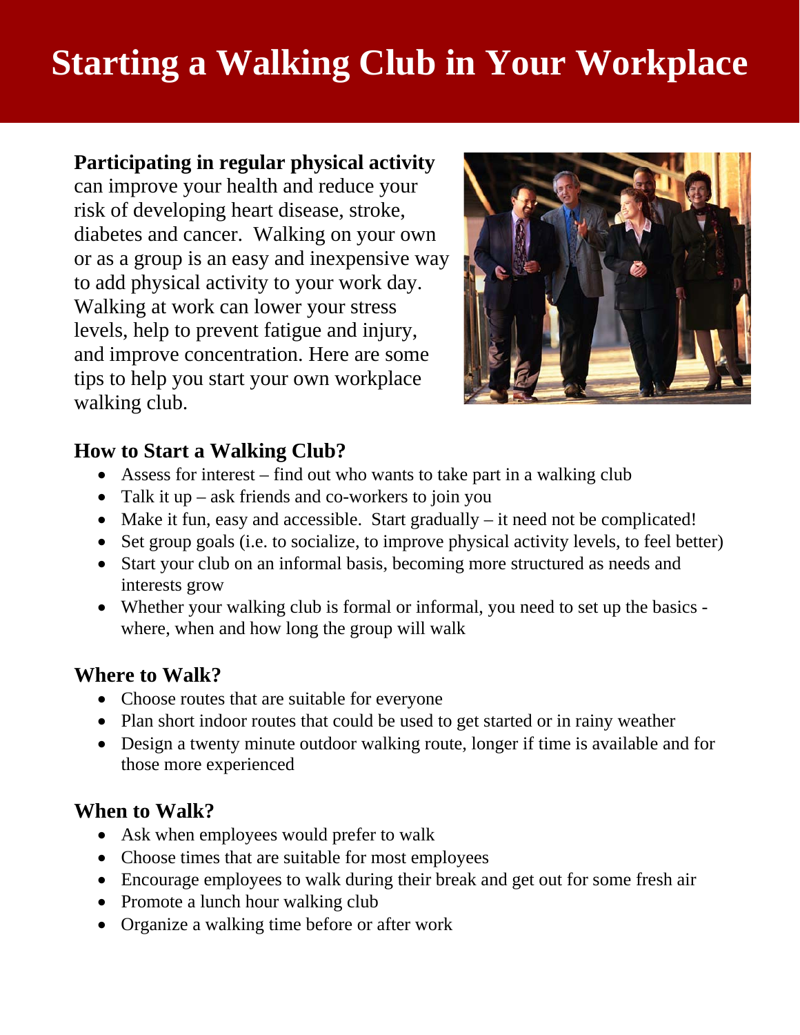# Starting a Walking Club in Your Workplace

**Participating in regular physical activity** can improve your health and reduce your risk of developing heart disease, stroke, diabetes and cancer. Walking on your own or as a group is an easy and inexpensive way to add physical activity to your work day. Walking at work can lower your stress levels, help to prevent fatigue and injury, and improve concentration. Here are some tips to help you start your own workplace walking club.

## How to Start a Walking Club?

- Assess for interest – find out who wants to take part in a walking club
- Talk it up – ask friends and co-workers to join you
- Make it fun, easy and accessible. Start gradually – it need not be complicated!
- Set group goals (i.e. to socialize, to improve physical activity levels, to feel better)
- Start your club on an informal basis, becoming more structured as needs and interests grow
- Whether your walking club is formal or informal, you need to set up the basics - where, when and how long the group will walk

## Where to Walk?

- Choose routes that are suitable for everyone
- Plan short indoor routes that could be used to get started or in rainy weather
- Design a twenty minute outdoor walking route, longer if time is available and for those more experienced

## When to Walk?

- Ask when employees would prefer to walk
- Choose times that are suitable for most employees
- Encourage employees to walk during their break and get out for some fresh air
- Promote a lunch hour walking club
- Organize a walking time before or after work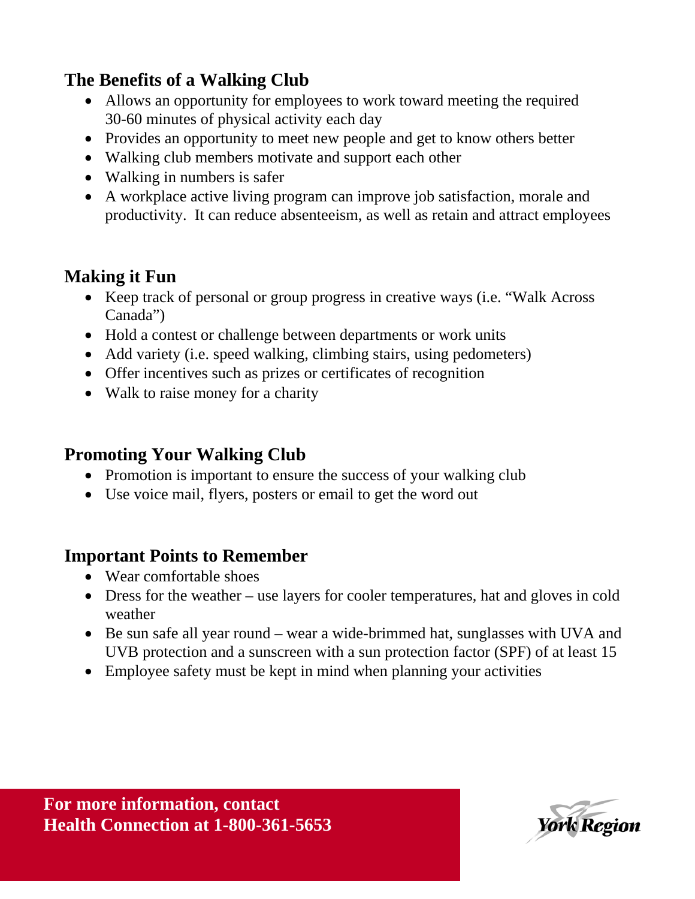## The Benefits of a Walking Club

- Allows an opportunity for employees to work toward meeting the required 30-60 minutes of physical activity each day
- Provides an opportunity to meet new people and get to know others better
- Walking club members motivate and support each other
- Walking in numbers is safer
- A workplace active living program can improve job satisfaction, morale and productivity. It can reduce absenteeism, as well as retain and attract employees

## Making it Fun

- Keep track of personal or group progress in creative ways (i.e. "Walk Across Canada")
- Hold a contest or challenge between departments or work units
- Add variety (i.e. speed walking, climbing stairs, using pedometers)
- Offer incentives such as prizes or certificates of recognition
- Walk to raise money for a charity

## Promoting Your Walking Club

- Promotion is important to ensure the success of your walking club
- Use voice mail, flyers, posters or email to get the word out

## Important Points to Remember

- Wear comfortable shoes
- Dress for the weather – use layers for cooler temperatures, hat and gloves in cold weather
- Be sun safe all year round – wear a wide-brimmed hat, sunglasses with UVA and UVB protection and a sunscreen with a sun protection factor (SPF) of at least 15
- Employee safety must be kept in mind when planning your activities

**For more information, contact**
**Health Connection at 1-800-361-5653**

York Region